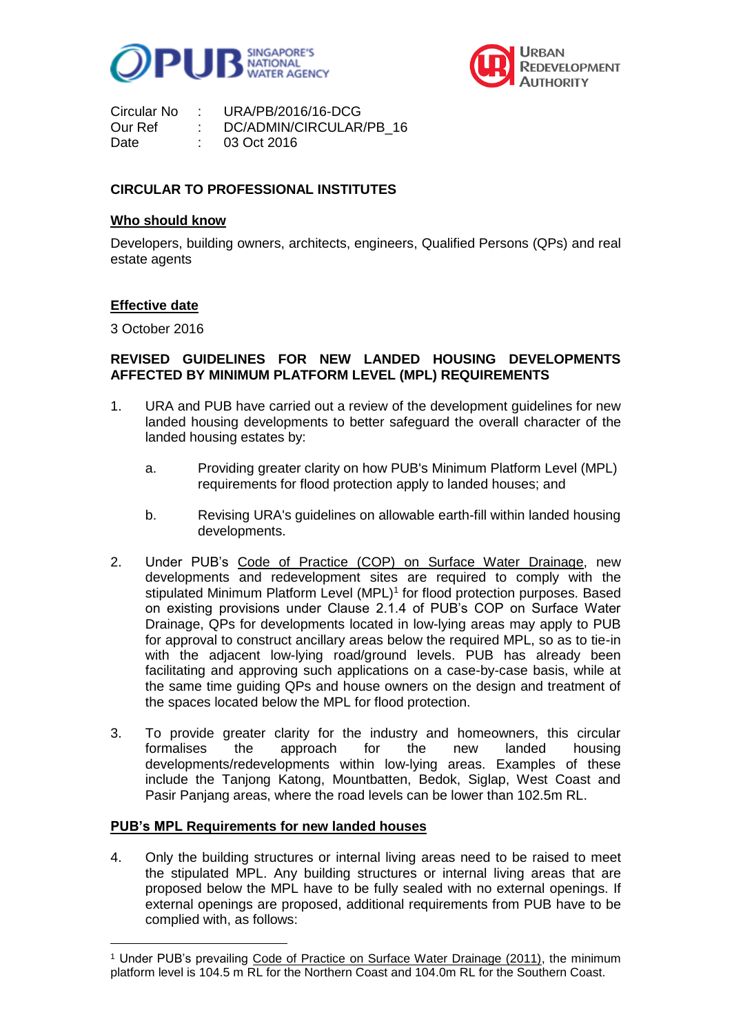Circular No : URA/PB/2016/16-DCG
Our Ref : DC/ADMIN/CIRCULAR/PB_16
Date : 03 Oct 2016

**CIRCULAR TO PROFESSIONAL INSTITUTES**

**Who should know**

Developers, building owners, architects, engineers, Qualified Persons (QPs) and real estate agents

**Effective date**

3 October 2016

**REVISED GUIDELINES FOR NEW LANDED HOUSING DEVELOPMENTS AFFECTED BY MINIMUM PLATFORM LEVEL (MPL) REQUIREMENTS**

1. URA and PUB have carried out a review of the development guidelines for new landed housing developments to better safeguard the overall character of the landed housing estates by:

   a. Providing greater clarity on how PUB's Minimum Platform Level (MPL) requirements for flood protection apply to landed houses; and

   b. Revising URA's guidelines on allowable earth-fill within landed housing developments.

2. Under PUB's Code of Practice (COP) on Surface Water Drainage, new developments and redevelopment sites are required to comply with the stipulated Minimum Platform Level (MPL)[1] for flood protection purposes. Based on existing provisions under Clause 2.1.4 of PUB's COP on Surface Water Drainage, QPs for developments located in low-lying areas may apply to PUB for approval to construct ancillary areas below the required MPL, so as to tie-in with the adjacent low-lying road/ground levels. PUB has already been facilitating and approving such applications on a case-by-case basis, while at the same time guiding QPs and house owners on the design and treatment of the spaces located below the MPL for flood protection.

3. To provide greater clarity for the industry and homeowners, this circular formalises the approach for the new landed housing developments/redevelopments within low-lying areas. Examples of these include the Tanjong Katong, Mountbatten, Bedok, Siglap, West Coast and Pasir Panjang areas, where the road levels can be lower than 102.5m RL.

**PUB's MPL Requirements for new landed houses**

4. Only the building structures or internal living areas need to be raised to meet the stipulated MPL. Any building structures or internal living areas that are proposed below the MPL have to be fully sealed with no external openings. If external openings are proposed, additional requirements from PUB have to be complied with, as follows:

---

[1] Under PUB's prevailing Code of Practice on Surface Water Drainage (2011), the minimum platform level is 104.5 m RL for the Northern Coast and 104.0m RL for the Southern Coast.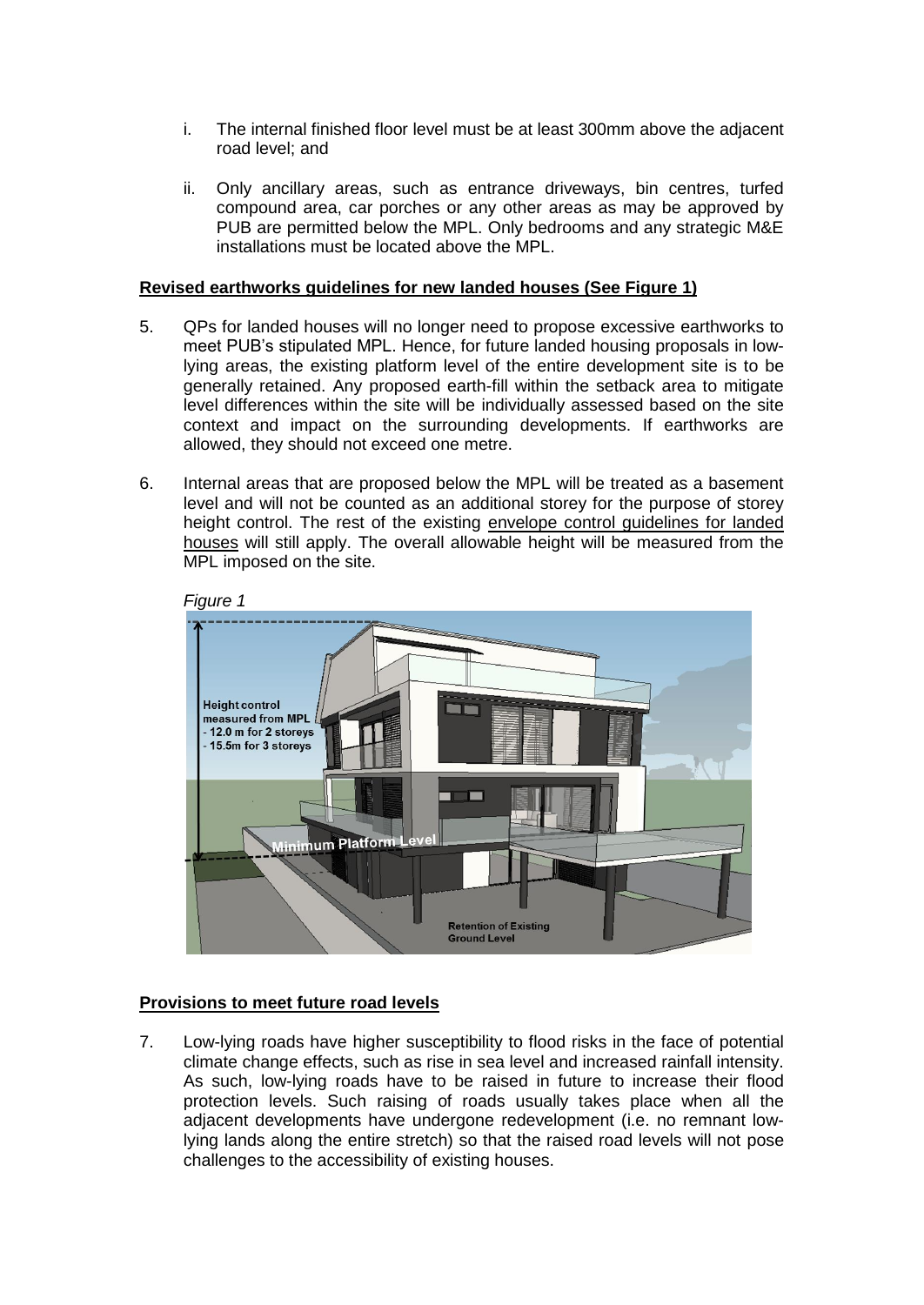i. The internal finished floor level must be at least 300mm above the adjacent road level; and

ii. Only ancillary areas, such as entrance driveways, bin centres, turfed compound area, car porches or any other areas as may be approved by PUB are permitted below the MPL. Only bedrooms and any strategic M&E installations must be located above the MPL.

**Revised earthworks guidelines for new landed houses (See Figure 1)**

5. QPs for landed houses will no longer need to propose excessive earthworks to meet PUB's stipulated MPL. Hence, for future landed housing proposals in low-lying areas, the existing platform level of the entire development site is to be generally retained. Any proposed earth-fill within the setback area to mitigate level differences within the site will be individually assessed based on the site context and impact on the surrounding developments. If earthworks are allowed, they should not exceed one metre.

6. Internal areas that are proposed below the MPL will be treated as a basement level and will not be counted as an additional storey for the purpose of storey height control. The rest of the existing envelope control guidelines for landed houses will still apply. The overall allowable height will be measured from the MPL imposed on the site.

*Figure 1*

**Provisions to meet future road levels**

7. Low-lying roads have higher susceptibility to flood risks in the face of potential climate change effects, such as rise in sea level and increased rainfall intensity. As such, low-lying roads have to be raised in future to increase their flood protection levels. Such raising of roads usually takes place when all the adjacent developments have undergone redevelopment (i.e. no remnant low-lying lands along the entire stretch) so that the raised road levels will not pose challenges to the accessibility of existing houses.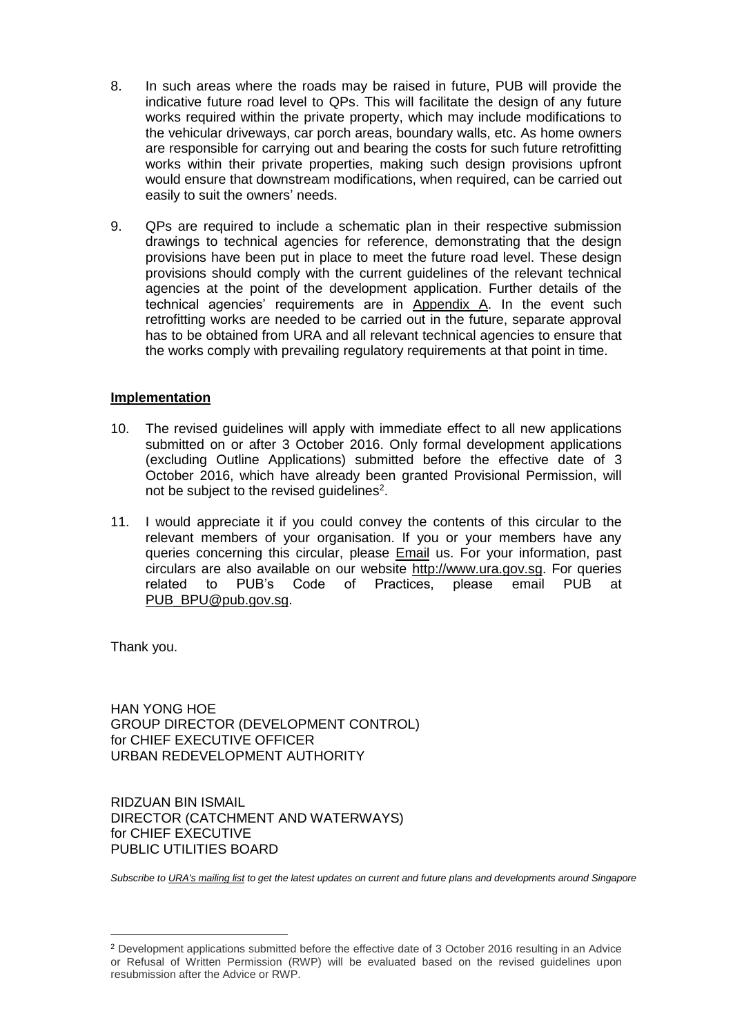8. In such areas where the roads may be raised in future, PUB will provide the indicative future road level to QPs. This will facilitate the design of any future works required within the private property, which may include modifications to the vehicular driveways, car porch areas, boundary walls, etc. As home owners are responsible for carrying out and bearing the costs for such future retrofitting works within their private properties, making such design provisions upfront would ensure that downstream modifications, when required, can be carried out easily to suit the owners' needs.

9. QPs are required to include a schematic plan in their respective submission drawings to technical agencies for reference, demonstrating that the design provisions have been put in place to meet the future road level. These design provisions should comply with the current guidelines of the relevant technical agencies at the point of the development application. Further details of the technical agencies' requirements are in Appendix A. In the event such retrofitting works are needed to be carried out in the future, separate approval has to be obtained from URA and all relevant technical agencies to ensure that the works comply with prevailing regulatory requirements at that point in time.

**Implementation**

10. The revised guidelines will apply with immediate effect to all new applications submitted on or after 3 October 2016. Only formal development applications (excluding Outline Applications) submitted before the effective date of 3 October 2016, which have already been granted Provisional Permission, will not be subject to the revised guidelines[2].

11. I would appreciate it if you could convey the contents of this circular to the relevant members of your organisation. If you or your members have any queries concerning this circular, please Email us. For your information, past circulars are also available on our website http://www.ura.gov.sg. For queries related to PUB's Code of Practices, please email PUB at PUB_BPU@pub.gov.sg.

Thank you.

HAN YONG HOE
GROUP DIRECTOR (DEVELOPMENT CONTROL)
for CHIEF EXECUTIVE OFFICER
URBAN REDEVELOPMENT AUTHORITY

RIDZUAN BIN ISMAIL
DIRECTOR (CATCHMENT AND WATERWAYS)
for CHIEF EXECUTIVE
PUBLIC UTILITIES BOARD

*Subscribe to URA's mailing list to get the latest updates on current and future plans and developments around Singapore*

---

[2] Development applications submitted before the effective date of 3 October 2016 resulting in an Advice or Refusal of Written Permission (RWP) will be evaluated based on the revised guidelines upon resubmission after the Advice or RWP.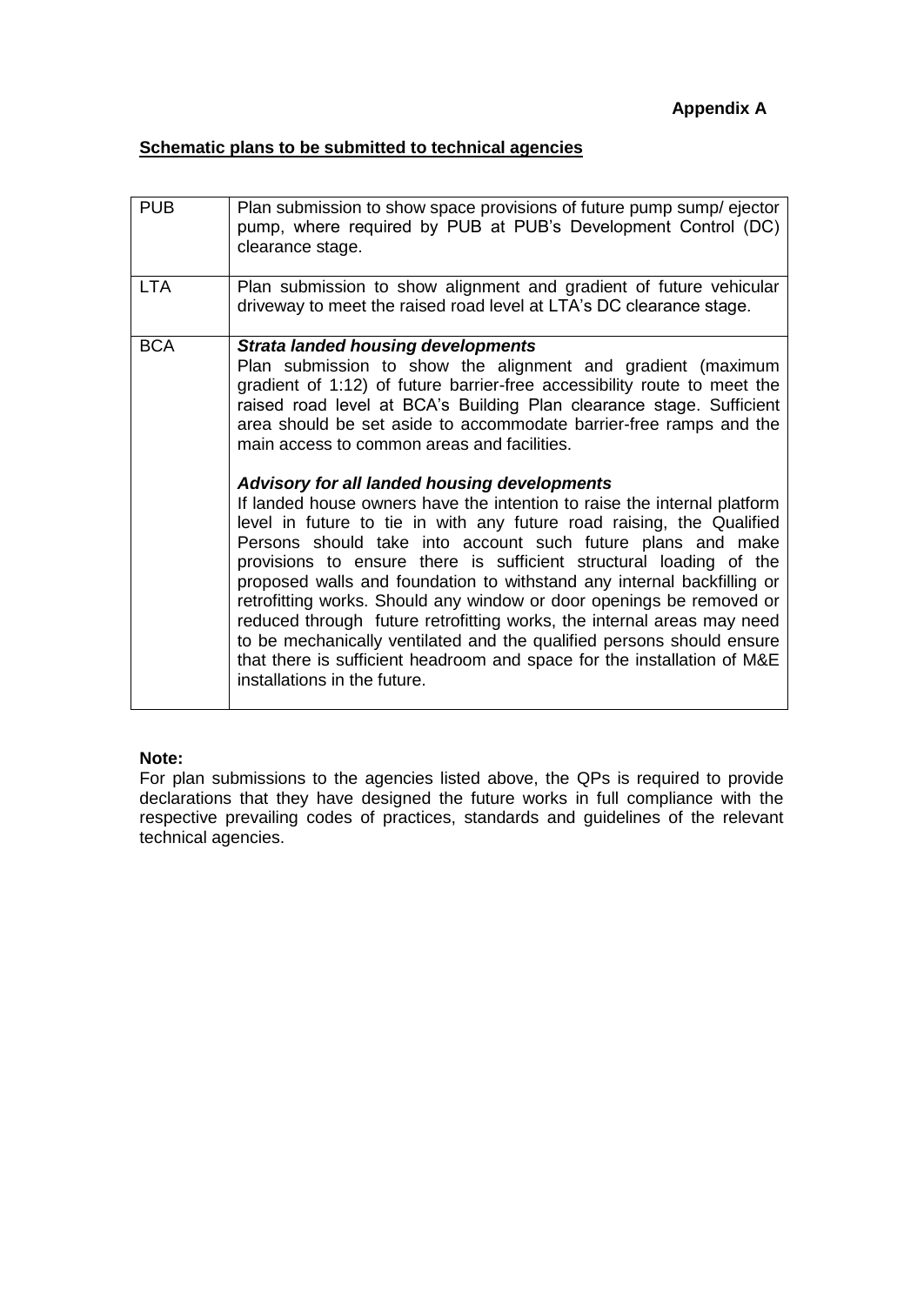**Appendix A**

**Schematic plans to be submitted to technical agencies**

| | |
|---|---|
| PUB | Plan submission to show space provisions of future pump sump/ ejector pump, where required by PUB at PUB's Development Control (DC) clearance stage. |
| LTA | Plan submission to show alignment and gradient of future vehicular driveway to meet the raised road level at LTA's DC clearance stage. |
| BCA | ***Strata landed housing developments*** <br> Plan submission to show the alignment and gradient (maximum gradient of 1:12) of future barrier-free accessibility route to meet the raised road level at BCA's Building Plan clearance stage. Sufficient area should be set aside to accommodate barrier-free ramps and the main access to common areas and facilities. <br><br> ***Advisory for all landed housing developments*** <br> If landed house owners have the intention to raise the internal platform level in future to tie in with any future road raising, the Qualified Persons should take into account such future plans and make provisions to ensure there is sufficient structural loading of the proposed walls and foundation to withstand any internal backfilling or retrofitting works. Should any window or door openings be removed or reduced through future retrofitting works, the internal areas may need to be mechanically ventilated and the qualified persons should ensure that there is sufficient headroom and space for the installation of M&E installations in the future. |

**Note:**

For plan submissions to the agencies listed above, the QPs is required to provide declarations that they have designed the future works in full compliance with the respective prevailing codes of practices, standards and guidelines of the relevant technical agencies.